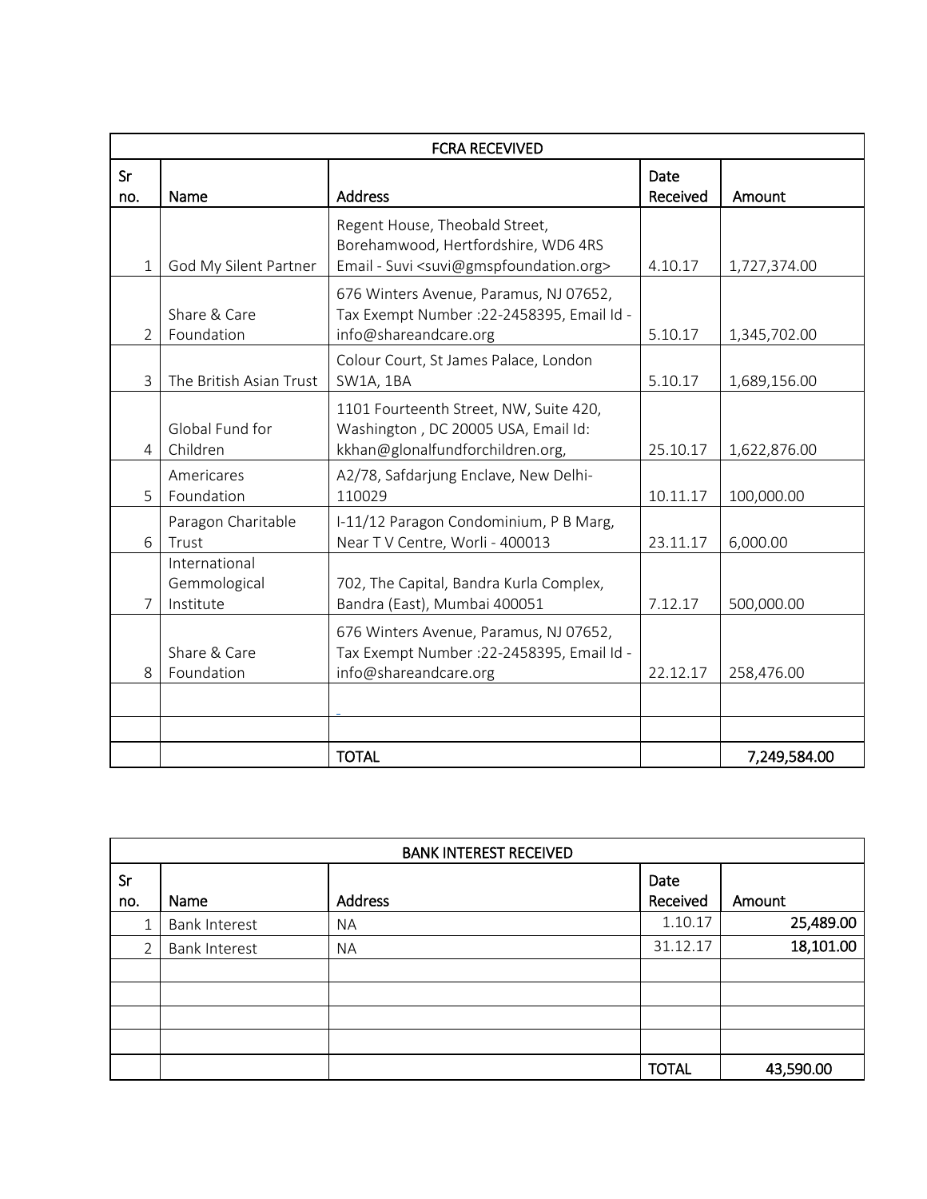| FCRA RECEVIVED | | | | |
|---|---|---|---|---|
| Sr no. | Name | Address | Date Received | Amount |
| 1 | God My Silent Partner | Regent House, Theobald Street, Borehamwood, Hertfordshire, WD6 4RS Email - Suvi <suvi@gmspfoundation.org> | 4.10.17 | 1,727,374.00 |
| 2 | Share & Care Foundation | 676 Winters Avenue, Paramus, NJ 07652, Tax Exempt Number :22-2458395, Email Id - info@shareandcare.org | 5.10.17 | 1,345,702.00 |
| 3 | The British Asian Trust | Colour Court, St James Palace, London SW1A, 1BA | 5.10.17 | 1,689,156.00 |
| 4 | Global Fund for Children | 1101 Fourteenth Street, NW, Suite 420, Washington , DC 20005 USA, Email Id: kkhan@glonalfundforchildren.org, | 25.10.17 | 1,622,876.00 |
| 5 | Americares Foundation | A2/78, Safdarjung Enclave, New Delhi-110029 | 10.11.17 | 100,000.00 |
| 6 | Paragon Charitable Trust | I-11/12 Paragon Condominium, P B Marg, Near T V Centre, Worli - 400013 | 23.11.17 | 6,000.00 |
| 7 | International Gemmological Institute | 702, The Capital, Bandra Kurla Complex, Bandra (East), Mumbai 400051 | 7.12.17 | 500,000.00 |
| 8 | Share & Care Foundation | 676 Winters Avenue, Paramus, NJ 07652, Tax Exempt Number :22-2458395, Email Id - info@shareandcare.org | 22.12.17 | 258,476.00 |
| | | - | | |
| | | | | |
| | | TOTAL | | 7,249,584.00 |

| BANK INTEREST RECEIVED | | | | |
|---|---|---|---|---|
| Sr no. | Name | Address | Date Received | Amount |
| 1 | Bank Interest | NA | 1.10.17 | **25,489.00** |
| 2 | Bank Interest | NA | 31.12.17 | **18,101.00** |
| | | | | |
| | | | | |
| | | | | |
| | | | | |
| | | | TOTAL | 43,590.00 |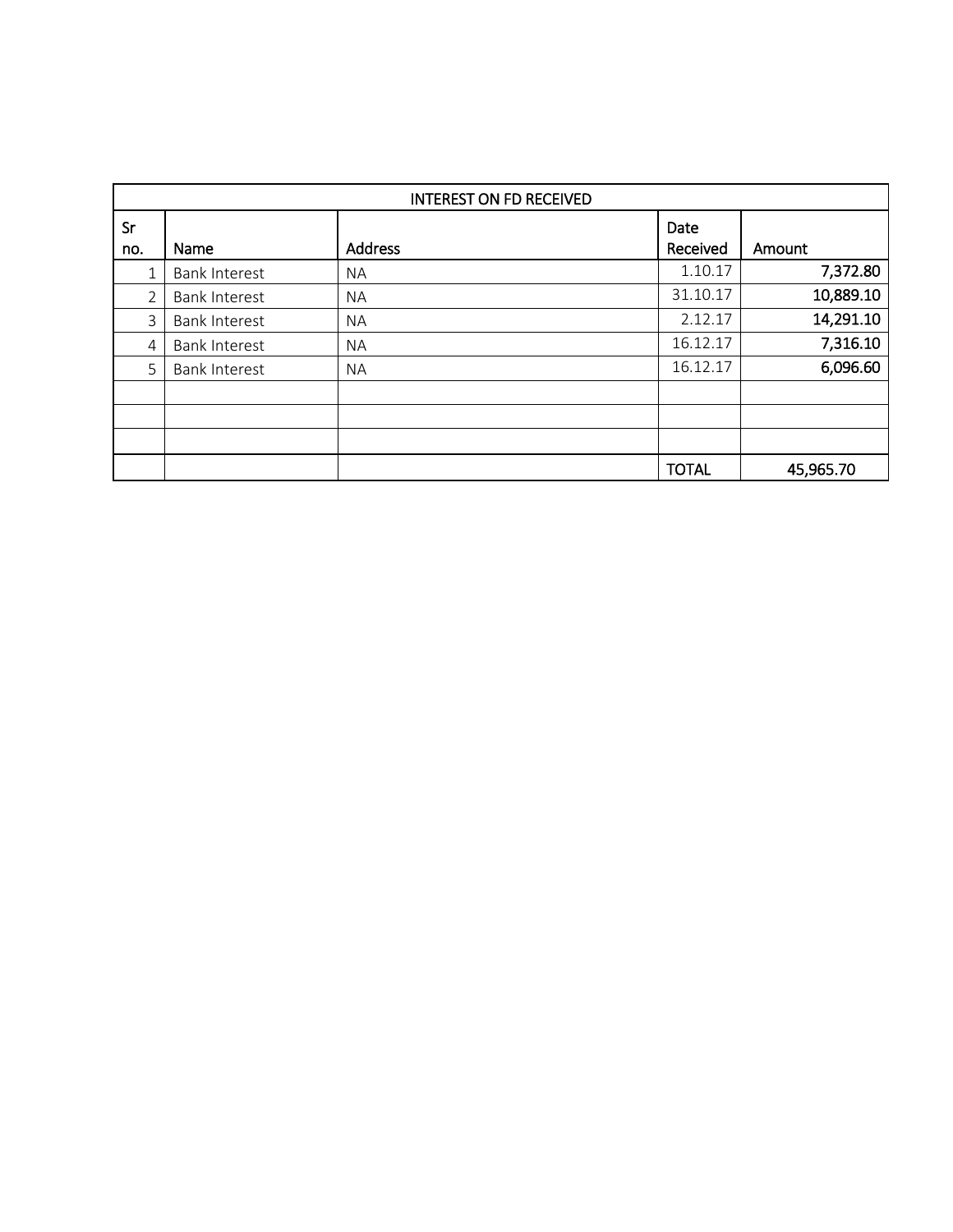| INTEREST ON FD RECEIVED | | | | |
|---|---|---|---|---|
| Sr no. | Name | Address | Date Received | Amount |
| 1 | Bank Interest | NA | 1.10.17 | 7,372.80 |
| 2 | Bank Interest | NA | 31.10.17 | 10,889.10 |
| 3 | Bank Interest | NA | 2.12.17 | 14,291.10 |
| 4 | Bank Interest | NA | 16.12.17 | 7,316.10 |
| 5 | Bank Interest | NA | 16.12.17 | 6,096.60 |
| | | | | |
| | | | | |
| | | | | |
| | | | TOTAL | 45,965.70 |